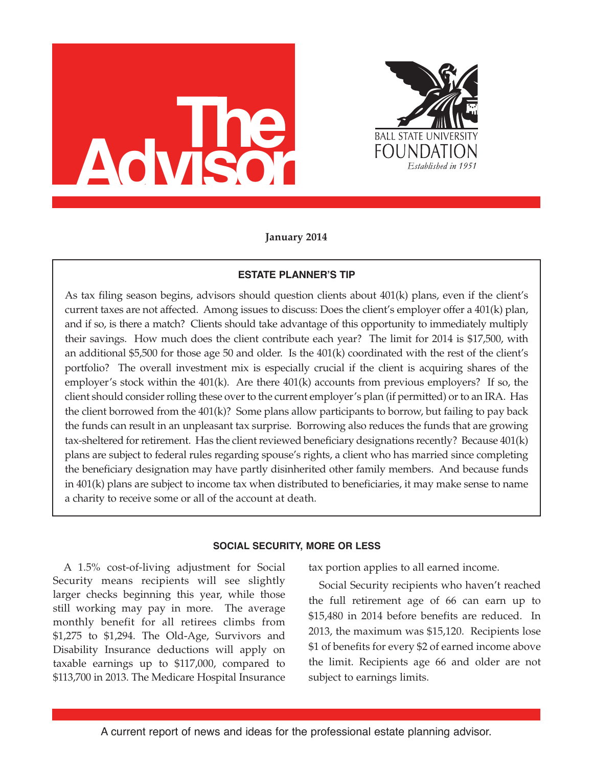# The Advisor

BALL STATE UNIVERSITY
FOUNDATION
*Established in 1951*

**January 2014**

## ESTATE PLANNER'S TIP

As tax filing season begins, advisors should question clients about 401(k) plans, even if the client's current taxes are not affected. Among issues to discuss: Does the client's employer offer a 401(k) plan, and if so, is there a match? Clients should take advantage of this opportunity to immediately multiply their savings. How much does the client contribute each year? The limit for 2014 is $17,500, with an additional $5,500 for those age 50 and older. Is the 401(k) coordinated with the rest of the client's portfolio? The overall investment mix is especially crucial if the client is acquiring shares of the employer's stock within the 401(k). Are there 401(k) accounts from previous employers? If so, the client should consider rolling these over to the current employer's plan (if permitted) or to an IRA. Has the client borrowed from the 401(k)? Some plans allow participants to borrow, but failing to pay back the funds can result in an unpleasant tax surprise. Borrowing also reduces the funds that are growing tax-sheltered for retirement. Has the client reviewed beneficiary designations recently? Because 401(k) plans are subject to federal rules regarding spouse's rights, a client who has married since completing the beneficiary designation may have partly disinherited other family members. And because funds in 401(k) plans are subject to income tax when distributed to beneficiaries, it may make sense to name a charity to receive some or all of the account at death.

## SOCIAL SECURITY, MORE OR LESS

A 1.5% cost-of-living adjustment for Social Security means recipients will see slightly larger checks beginning this year, while those still working may pay in more. The average monthly benefit for all retirees climbs from $1,275 to $1,294. The Old-Age, Survivors and Disability Insurance deductions will apply on taxable earnings up to $117,000, compared to $113,700 in 2013. The Medicare Hospital Insurance tax portion applies to all earned income.

Social Security recipients who haven't reached the full retirement age of 66 can earn up to $15,480 in 2014 before benefits are reduced. In 2013, the maximum was $15,120. Recipients lose $1 of benefits for every $2 of earned income above the limit. Recipients age 66 and older are not subject to earnings limits.

A current report of news and ideas for the professional estate planning advisor.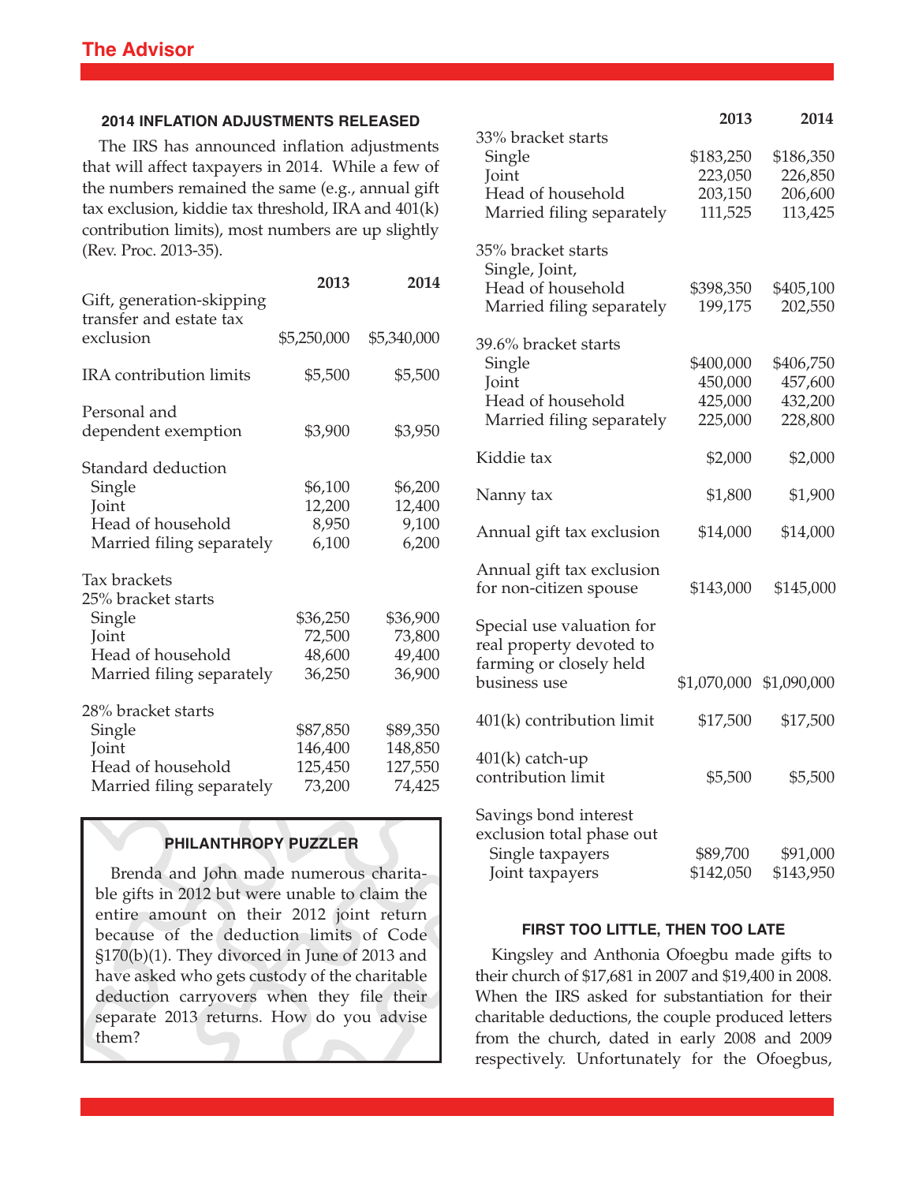## 2014 INFLATION ADJUSTMENTS RELEASED

The IRS has announced inflation adjustments that will affect taxpayers in 2014. While a few of the numbers remained the same (e.g., annual gift tax exclusion, kiddie tax threshold, IRA and 401(k) contribution limits), most numbers are up slightly (Rev. Proc. 2013-35).

| | 2013 | 2014 |
|---|---|---|
| Gift, generation-skipping transfer and estate tax exclusion | $5,250,000 | $5,340,000 |
| IRA contribution limits | $5,500 | $5,500 |
| Personal and dependent exemption | $3,900 | $3,950 |
| Standard deduction | | |
| Single | $6,100 | $6,200 |
| Joint | 12,200 | 12,400 |
| Head of household | 8,950 | 9,100 |
| Married filing separately | 6,100 | 6,200 |
| Tax brackets | | |
| 25% bracket starts | | |
| Single | $36,250 | $36,900 |
| Joint | 72,500 | 73,800 |
| Head of household | 48,600 | 49,400 |
| Married filing separately | 36,250 | 36,900 |
| 28% bracket starts | | |
| Single | $87,850 | $89,350 |
| Joint | 146,400 | 148,850 |
| Head of household | 125,450 | 127,550 |
| Married filing separately | 73,200 | 74,425 |
| 33% bracket starts | | |
| Single | $183,250 | $186,350 |
| Joint | 223,050 | 226,850 |
| Head of household | 203,150 | 206,600 |
| Married filing separately | 111,525 | 113,425 |
| 35% bracket starts | | |
| Single, Joint, Head of household | $398,350 | $405,100 |
| Married filing separately | 199,175 | 202,550 |
| 39.6% bracket starts | | |
| Single | $400,000 | $406,750 |
| Joint | 450,000 | 457,600 |
| Head of household | 425,000 | 432,200 |
| Married filing separately | 225,000 | 228,800 |
| Kiddie tax | $2,000 | $2,000 |
| Nanny tax | $1,800 | $1,900 |
| Annual gift tax exclusion | $14,000 | $14,000 |
| Annual gift tax exclusion for non-citizen spouse | $143,000 | $145,000 |
| Special use valuation for real property devoted to farming or closely held business use | $1,070,000 | $1,090,000 |
| 401(k) contribution limit | $17,500 | $17,500 |
| 401(k) catch-up contribution limit | $5,500 | $5,500 |
| Savings bond interest exclusion total phase out | | |
| Single taxpayers | $89,700 | $91,000 |
| Joint taxpayers | $142,050 | $143,950 |

### PHILANTHROPY PUZZLER

Brenda and John made numerous charitable gifts in 2012 but were unable to claim the entire amount on their 2012 joint return because of the deduction limits of Code §170(b)(1). They divorced in June of 2013 and have asked who gets custody of the charitable deduction carryovers when they file their separate 2013 returns. How do you advise them?

## FIRST TOO LITTLE, THEN TOO LATE

Kingsley and Anthonia Ofoegbu made gifts to their church of $17,681 in 2007 and $19,400 in 2008. When the IRS asked for substantiation for their charitable deductions, the couple produced letters from the church, dated in early 2008 and 2009 respectively. Unfortunately for the Ofoegbus,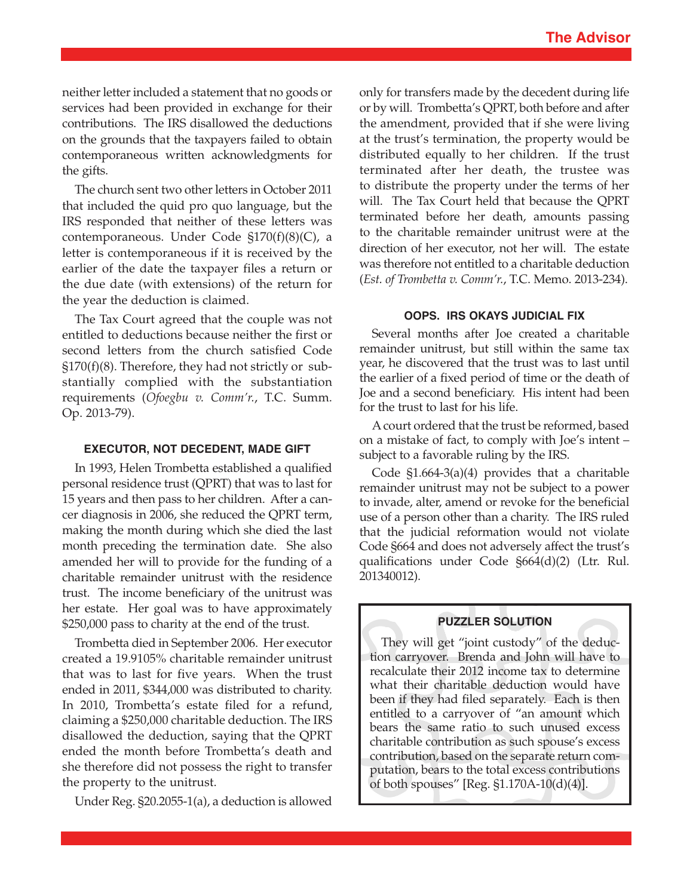neither letter included a statement that no goods or services had been provided in exchange for their contributions. The IRS disallowed the deductions on the grounds that the taxpayers failed to obtain contemporaneous written acknowledgments for the gifts.

The church sent two other letters in October 2011 that included the quid pro quo language, but the IRS responded that neither of these letters was contemporaneous. Under Code §170(f)(8)(C), a letter is contemporaneous if it is received by the earlier of the date the taxpayer files a return or the due date (with extensions) of the return for the year the deduction is claimed.

The Tax Court agreed that the couple was not entitled to deductions because neither the first or second letters from the church satisfied Code §170(f)(8). Therefore, they had not strictly or substantially complied with the substantiation requirements (*Ofoegbu v. Comm'r.*, T.C. Summ. Op. 2013-79).

### EXECUTOR, NOT DECEDENT, MADE GIFT

In 1993, Helen Trombetta established a qualified personal residence trust (QPRT) that was to last for 15 years and then pass to her children. After a cancer diagnosis in 2006, she reduced the QPRT term, making the month during which she died the last month preceding the termination date. She also amended her will to provide for the funding of a charitable remainder unitrust with the residence trust. The income beneficiary of the unitrust was her estate. Her goal was to have approximately $250,000 pass to charity at the end of the trust.

Trombetta died in September 2006. Her executor created a 19.9105% charitable remainder unitrust that was to last for five years. When the trust ended in 2011, $344,000 was distributed to charity. In 2010, Trombetta's estate filed for a refund, claiming a $250,000 charitable deduction. The IRS disallowed the deduction, saying that the QPRT ended the month before Trombetta's death and she therefore did not possess the right to transfer the property to the unitrust.

Under Reg. §20.2055-1(a), a deduction is allowed only for transfers made by the decedent during life or by will. Trombetta's QPRT, both before and after the amendment, provided that if she were living at the trust's termination, the property would be distributed equally to her children. If the trust terminated after her death, the trustee was to distribute the property under the terms of her will. The Tax Court held that because the QPRT terminated before her death, amounts passing to the charitable remainder unitrust were at the direction of her executor, not her will. The estate was therefore not entitled to a charitable deduction (*Est. of Trombetta v. Comm'r.*, T.C. Memo. 2013-234).

### OOPS. IRS OKAYS JUDICIAL FIX

Several months after Joe created a charitable remainder unitrust, but still within the same tax year, he discovered that the trust was to last until the earlier of a fixed period of time or the death of Joe and a second beneficiary. His intent had been for the trust to last for his life.

A court ordered that the trust be reformed, based on a mistake of fact, to comply with Joe's intent – subject to a favorable ruling by the IRS.

Code §1.664-3(a)(4) provides that a charitable remainder unitrust may not be subject to a power to invade, alter, amend or revoke for the beneficial use of a person other than a charity. The IRS ruled that the judicial reformation would not violate Code §664 and does not adversely affect the trust's qualifications under Code §664(d)(2) (Ltr. Rul. 201340012).

### PUZZLER SOLUTION

They will get "joint custody" of the deduction carryover. Brenda and John will have to recalculate their 2012 income tax to determine what their charitable deduction would have been if they had filed separately. Each is then entitled to a carryover of "an amount which bears the same ratio to such unused excess charitable contribution as such spouse's excess contribution, based on the separate return computation, bears to the total excess contributions of both spouses" [Reg. §1.170A-10(d)(4)].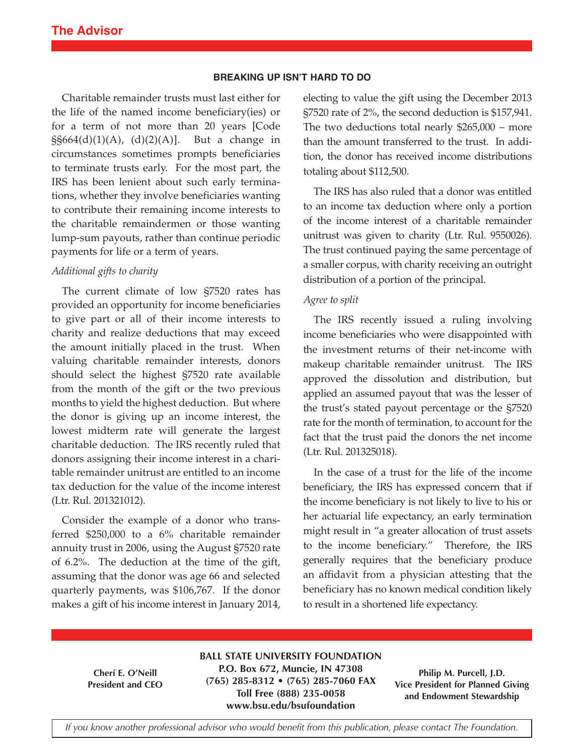## BREAKING UP ISN'T HARD TO DO

Charitable remainder trusts must last either for the life of the named income beneficiary(ies) or for a term of not more than 20 years [Code §§664(d)(1)(A), (d)(2)(A)]. But a change in circumstances sometimes prompts beneficiaries to terminate trusts early. For the most part, the IRS has been lenient about such early terminations, whether they involve beneficiaries wanting to contribute their remaining income interests to the charitable remaindermen or those wanting lump-sum payouts, rather than continue periodic payments for life or a term of years.

*Additional gifts to charity*

The current climate of low §7520 rates has provided an opportunity for income beneficiaries to give part or all of their income interests to charity and realize deductions that may exceed the amount initially placed in the trust. When valuing charitable remainder interests, donors should select the highest §7520 rate available from the month of the gift or the two previous months to yield the highest deduction. But where the donor is giving up an income interest, the lowest midterm rate will generate the largest charitable deduction. The IRS recently ruled that donors assigning their income interest in a charitable remainder unitrust are entitled to an income tax deduction for the value of the income interest (Ltr. Rul. 201321012).

Consider the example of a donor who transferred $250,000 to a 6% charitable remainder annuity trust in 2006, using the August §7520 rate of 6.2%. The deduction at the time of the gift, assuming that the donor was age 66 and selected quarterly payments, was $106,767. If the donor makes a gift of his income interest in January 2014, electing to value the gift using the December 2013 §7520 rate of 2%, the second deduction is $157,941. The two deductions total nearly $265,000 – more than the amount transferred to the trust. In addition, the donor has received income distributions totaling about $112,500.

The IRS has also ruled that a donor was entitled to an income tax deduction where only a portion of the income interest of a charitable remainder unitrust was given to charity (Ltr. Rul. 9550026). The trust continued paying the same percentage of a smaller corpus, with charity receiving an outright distribution of a portion of the principal.

*Agree to split*

The IRS recently issued a ruling involving income beneficiaries who were disappointed with the investment returns of their net-income with makeup charitable remainder unitrust. The IRS approved the dissolution and distribution, but applied an assumed payout that was the lesser of the trust's stated payout percentage or the §7520 rate for the month of termination, to account for the fact that the trust paid the donors the net income (Ltr. Rul. 201325018).

In the case of a trust for the life of the income beneficiary, the IRS has expressed concern that if the income beneficiary is not likely to live to his or her actuarial life expectancy, an early termination might result in "a greater allocation of trust assets to the income beneficiary." Therefore, the IRS generally requires that the beneficiary produce an affidavit from a physician attesting that the beneficiary has no known medical condition likely to result in a shortened life expectancy.

**Cherí E. O'Neill**
**President and CEO**

**BALL STATE UNIVERSITY FOUNDATION**
**P.O. Box 672, Muncie, IN 47308**
**(765) 285-8312 • (765) 285-7060 FAX**
**Toll Free (888) 235-0058**
**www.bsu.edu/bsufoundation**

**Philip M. Purcell, J.D.**
**Vice President for Planned Giving and Endowment Stewardship**

*If you know another professional advisor who would benefit from this publication, please contact The Foundation.*